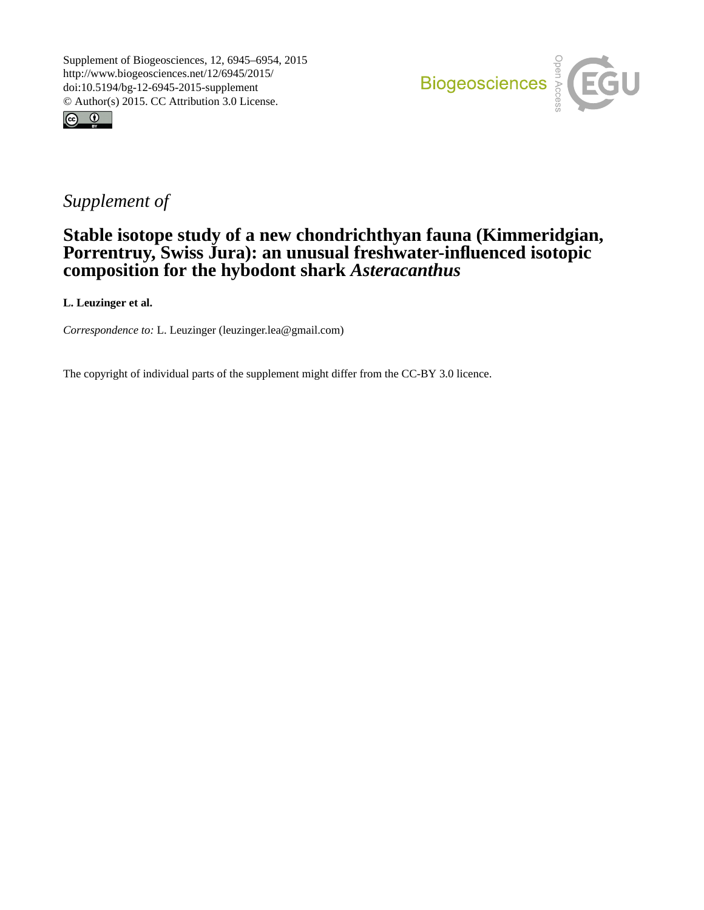Supplement of Biogeosciences, 12, 6945–6954, 2015
http://www.biogeosciences.net/12/6945/2015/
doi:10.5194/bg-12-6945-2015-supplement
© Author(s) 2015. CC Attribution 3.0 License.

*Supplement of*

# Stable isotope study of a new chondrichthyan fauna (Kimmeridgian, Porrentruy, Swiss Jura): an unusual freshwater-influenced isotopic composition for the hybodont shark *Asteracanthus*

**L. Leuzinger et al.**

*Correspondence to:* L. Leuzinger (leuzinger.lea@gmail.com)

The copyright of individual parts of the supplement might differ from the CC-BY 3.0 licence.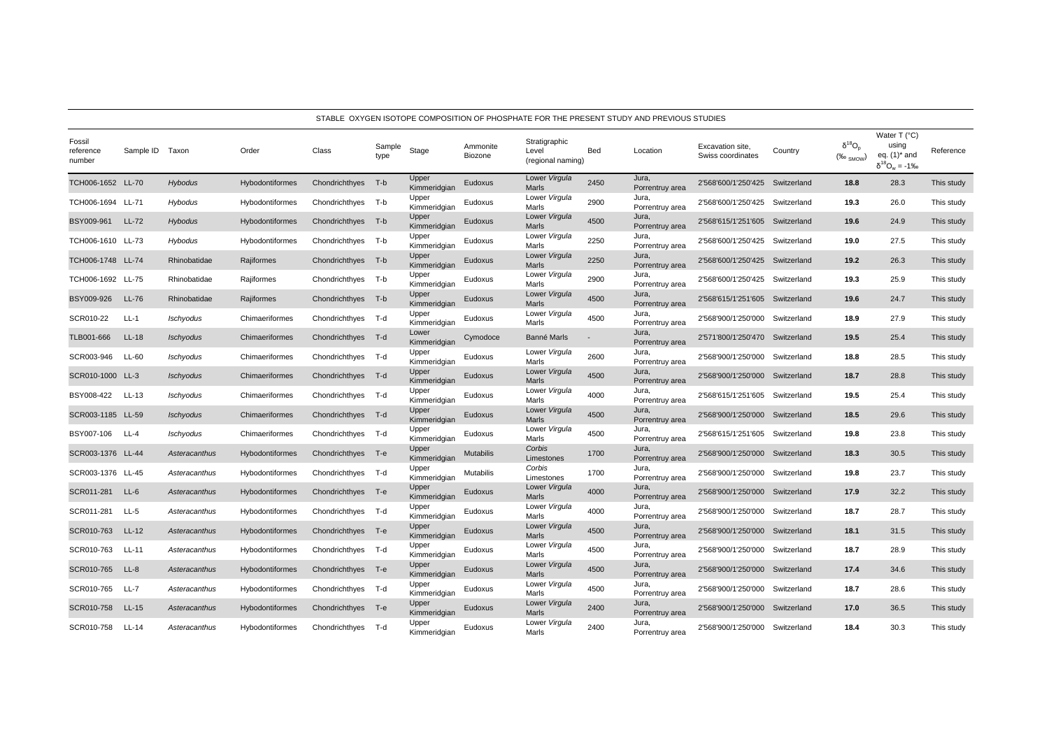STABLE OXYGEN ISOTOPE COMPOSITION OF PHOSPHATE FOR THE PRESENT STUDY AND PREVIOUS STUDIES

| Fossil reference number | Sample ID | Taxon | Order | Class | Sample type | Stage | Ammonite Biozone | Stratigraphic Level (regional naming) | Bed | Location | Excavation site, Swiss coordinates | Country | $\delta^{18}O_p$ (‰ $_{SMOW}$) | Water T (°C) using eq. (1)* and $\delta^{18}O_w$ = -1‰ | Reference |
|---|---|---|---|---|---|---|---|---|---|---|---|---|---|---|---|
| TCH006-1652 | LL-70 | *Hybodus* | Hybodontiformes | Chondrichthyes | T-b | Upper Kimmeridgian | Eudoxus | Lower *Virgula* Marls | 2450 | Jura, Porrentruy area | 2'568'600/1'250'425 | Switzerland | **18.8** | 28.3 | This study |
| TCH006-1694 | LL-71 | *Hybodus* | Hybodontiformes | Chondrichthyes | T-b | Upper Kimmeridgian | Eudoxus | Lower *Virgula* Marls | 2900 | Jura, Porrentruy area | 2'568'600/1'250'425 | Switzerland | **19.3** | 26.0 | This study |
| BSY009-961 | LL-72 | *Hybodus* | Hybodontiformes | Chondrichthyes | T-b | Upper Kimmeridgian | Eudoxus | Lower *Virgula* Marls | 4500 | Jura, Porrentruy area | 2'568'615/1'251'605 | Switzerland | **19.6** | 24.9 | This study |
| TCH006-1610 | LL-73 | *Hybodus* | Hybodontiformes | Chondrichthyes | T-b | Upper Kimmeridgian | Eudoxus | Lower *Virgula* Marls | 2250 | Jura, Porrentruy area | 2'568'600/1'250'425 | Switzerland | **19.0** | 27.5 | This study |
| TCH006-1748 | LL-74 | Rhinobatidae | Rajiformes | Chondrichthyes | T-b | Upper Kimmeridgian | Eudoxus | Lower *Virgula* Marls | 2250 | Jura, Porrentruy area | 2'568'600/1'250'425 | Switzerland | **19.2** | 26.3 | This study |
| TCH006-1692 | LL-75 | Rhinobatidae | Rajiformes | Chondrichthyes | T-b | Upper Kimmeridgian | Eudoxus | Lower *Virgula* Marls | 2900 | Jura, Porrentruy area | 2'568'600/1'250'425 | Switzerland | **19.3** | 25.9 | This study |
| BSY009-926 | LL-76 | Rhinobatidae | Rajiformes | Chondrichthyes | T-b | Upper Kimmeridgian | Eudoxus | Lower *Virgula* Marls | 4500 | Jura, Porrentruy area | 2'568'615/1'251'605 | Switzerland | **19.6** | 24.7 | This study |
| SCR010-22 | LL-1 | *Ischyodus* | Chimaeriformes | Chondrichthyes | T-d | Upper Kimmeridgian | Eudoxus | Lower *Virgula* Marls | 4500 | Jura, Porrentruy area | 2'568'900/1'250'000 | Switzerland | **18.9** | 27.9 | This study |
| TLB001-666 | LL-18 | *Ischyodus* | Chimaeriformes | Chondrichthyes | T-d | Lower Kimmeridgian | Cymodoce | Banné Marls | - | Jura, Porrentruy area | 2'571'800/1'250'470 | Switzerland | **19.5** | 25.4 | This study |
| SCR003-946 | LL-60 | *Ischyodus* | Chimaeriformes | Chondrichthyes | T-d | Upper Kimmeridgian | Eudoxus | Lower *Virgula* Marls | 2600 | Jura, Porrentruy area | 2'568'900/1'250'000 | Switzerland | **18.8** | 28.5 | This study |
| SCR010-1000 | LL-3 | *Ischyodus* | Chimaeriformes | Chondrichthyes | T-d | Upper Kimmeridgian | Eudoxus | Lower *Virgula* Marls | 4500 | Jura, Porrentruy area | 2'568'900/1'250'000 | Switzerland | **18.7** | 28.8 | This study |
| BSY008-422 | LL-13 | *Ischyodus* | Chimaeriformes | Chondrichthyes | T-d | Upper Kimmeridgian | Eudoxus | Lower *Virgula* Marls | 4000 | Jura, Porrentruy area | 2'568'615/1'251'605 | Switzerland | **19.5** | 25.4 | This study |
| SCR003-1185 | LL-59 | *Ischyodus* | Chimaeriformes | Chondrichthyes | T-d | Upper Kimmeridgian | Eudoxus | Lower *Virgula* Marls | 4500 | Jura, Porrentruy area | 2'568'900/1'250'000 | Switzerland | **18.5** | 29.6 | This study |
| BSY007-106 | LL-4 | *Ischyodus* | Chimaeriformes | Chondrichthyes | T-d | Upper Kimmeridgian | Eudoxus | Lower *Virgula* Marls | 4500 | Jura, Porrentruy area | 2'568'615/1'251'605 | Switzerland | **19.8** | 23.8 | This study |
| SCR003-1376 | LL-44 | *Asteracanthus* | Hybodontiformes | Chondrichthyes | T-e | Upper Kimmeridgian | Mutabilis | *Corbis* Limestones | 1700 | Jura, Porrentruy area | 2'568'900/1'250'000 | Switzerland | **18.3** | 30.5 | This study |
| SCR003-1376 | LL-45 | *Asteracanthus* | Hybodontiformes | Chondrichthyes | T-d | Upper Kimmeridgian | Mutabilis | *Corbis* Limestones | 1700 | Jura, Porrentruy area | 2'568'900/1'250'000 | Switzerland | **19.8** | 23.7 | This study |
| SCR011-281 | LL-6 | *Asteracanthus* | Hybodontiformes | Chondrichthyes | T-e | Upper Kimmeridgian | Eudoxus | Lower *Virgula* Marls | 4000 | Jura, Porrentruy area | 2'568'900/1'250'000 | Switzerland | **17.9** | 32.2 | This study |
| SCR011-281 | LL-5 | *Asteracanthus* | Hybodontiformes | Chondrichthyes | T-d | Upper Kimmeridgian | Eudoxus | Lower *Virgula* Marls | 4000 | Jura, Porrentruy area | 2'568'900/1'250'000 | Switzerland | **18.7** | 28.7 | This study |
| SCR010-763 | LL-12 | *Asteracanthus* | Hybodontiformes | Chondrichthyes | T-e | Upper Kimmeridgian | Eudoxus | Lower *Virgula* Marls | 4500 | Jura, Porrentruy area | 2'568'900/1'250'000 | Switzerland | **18.1** | 31.5 | This study |
| SCR010-763 | LL-11 | *Asteracanthus* | Hybodontiformes | Chondrichthyes | T-d | Upper Kimmeridgian | Eudoxus | Lower *Virgula* Marls | 4500 | Jura, Porrentruy area | 2'568'900/1'250'000 | Switzerland | **18.7** | 28.9 | This study |
| SCR010-765 | LL-8 | *Asteracanthus* | Hybodontiformes | Chondrichthyes | T-e | Upper Kimmeridgian | Eudoxus | Lower *Virgula* Marls | 4500 | Jura, Porrentruy area | 2'568'900/1'250'000 | Switzerland | **17.4** | 34.6 | This study |
| SCR010-765 | LL-7 | *Asteracanthus* | Hybodontiformes | Chondrichthyes | T-d | Upper Kimmeridgian | Eudoxus | Lower *Virgula* Marls | 4500 | Jura, Porrentruy area | 2'568'900/1'250'000 | Switzerland | **18.7** | 28.6 | This study |
| SCR010-758 | LL-15 | *Asteracanthus* | Hybodontiformes | Chondrichthyes | T-e | Upper Kimmeridgian | Eudoxus | Lower *Virgula* Marls | 2400 | Jura, Porrentruy area | 2'568'900/1'250'000 | Switzerland | **17.0** | 36.5 | This study |
| SCR010-758 | LL-14 | *Asteracanthus* | Hybodontiformes | Chondrichthyes | T-d | Upper Kimmeridgian | Eudoxus | Lower *Virgula* Marls | 2400 | Jura, Porrentruy area | 2'568'900/1'250'000 | Switzerland | **18.4** | 30.3 | This study |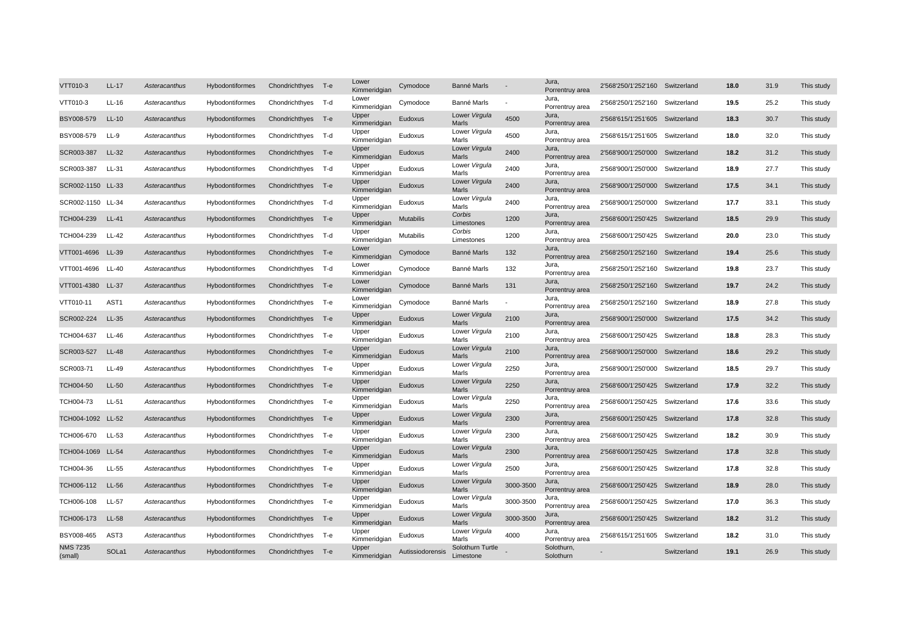| | | | | | | | | | | | | | | | | |
|---|---|---|---|---|---|---|---|---|---|---|---|---|---|---|---|---|
| VTT010-3 | LL-17 | *Asteracanthus* | Hybodontiformes | Chondrichthyes | T-e | Lower Kimmeridgian | Cymodoce | Banné Marls | - | Jura, Porrentruy area | 2'568'250/1'252'160 | Switzerland | **18.0** | 31.9 | This study |
| VTT010-3 | LL-16 | *Asteracanthus* | Hybodontiformes | Chondrichthyes | T-d | Lower Kimmeridgian | Cymodoce | Banné Marls | - | Jura, Porrentruy area | 2'568'250/1'252'160 | Switzerland | **19.5** | 25.2 | This study |
| BSY008-579 | LL-10 | *Asteracanthus* | Hybodontiformes | Chondrichthyes | T-e | Upper Kimmeridgian | Eudoxus | Lower *Virgula* Marls | 4500 | Jura, Porrentruy area | 2'568'615/1'251'605 | Switzerland | **18.3** | 30.7 | This study |
| BSY008-579 | LL-9 | *Asteracanthus* | Hybodontiformes | Chondrichthyes | T-d | Upper Kimmeridgian | Eudoxus | Lower *Virgula* Marls | 4500 | Jura, Porrentruy area | 2'568'615/1'251'605 | Switzerland | **18.0** | 32.0 | This study |
| SCR003-387 | LL-32 | *Asteracanthus* | Hybodontiformes | Chondrichthyes | T-e | Upper Kimmeridgian | Eudoxus | Lower *Virgula* Marls | 2400 | Jura, Porrentruy area | 2'568'900/1'250'000 | Switzerland | **18.2** | 31.2 | This study |
| SCR003-387 | LL-31 | *Asteracanthus* | Hybodontiformes | Chondrichthyes | T-d | Upper Kimmeridgian | Eudoxus | Lower *Virgula* Marls | 2400 | Jura, Porrentruy area | 2'568'900/1'250'000 | Switzerland | **18.9** | 27.7 | This study |
| SCR002-1150 | LL-33 | *Asteracanthus* | Hybodontiformes | Chondrichthyes | T-e | Upper Kimmeridgian | Eudoxus | Lower *Virgula* Marls | 2400 | Jura, Porrentruy area | 2'568'900/1'250'000 | Switzerland | **17.5** | 34.1 | This study |
| SCR002-1150 | LL-34 | *Asteracanthus* | Hybodontiformes | Chondrichthyes | T-d | Upper Kimmeridgian | Eudoxus | Lower *Virgula* Marls | 2400 | Jura, Porrentruy area | 2'568'900/1'250'000 | Switzerland | **17.7** | 33.1 | This study |
| TCH004-239 | LL-41 | *Asteracanthus* | Hybodontiformes | Chondrichthyes | T-e | Upper Kimmeridgian | Mutabilis | *Corbis* Limestones | 1200 | Jura, Porrentruy area | 2'568'600/1'250'425 | Switzerland | **18.5** | 29.9 | This study |
| TCH004-239 | LL-42 | *Asteracanthus* | Hybodontiformes | Chondrichthyes | T-d | Upper Kimmeridgian | Mutabilis | *Corbis* Limestones | 1200 | Jura, Porrentruy area | 2'568'600/1'250'425 | Switzerland | **20.0** | 23.0 | This study |
| VTT001-4696 | LL-39 | *Asteracanthus* | Hybodontiformes | Chondrichthyes | T-e | Lower Kimmeridgian | Cymodoce | Banné Marls | 132 | Jura, Porrentruy area | 2'568'250/1'252'160 | Switzerland | **19.4** | 25.6 | This study |
| VTT001-4696 | LL-40 | *Asteracanthus* | Hybodontiformes | Chondrichthyes | T-d | Lower Kimmeridgian | Cymodoce | Banné Marls | 132 | Jura, Porrentruy area | 2'568'250/1'252'160 | Switzerland | **19.8** | 23.7 | This study |
| VTT001-4380 | LL-37 | *Asteracanthus* | Hybodontiformes | Chondrichthyes | T-e | Lower Kimmeridgian | Cymodoce | Banné Marls | 131 | Jura, Porrentruy area | 2'568'250/1'252'160 | Switzerland | **19.7** | 24.2 | This study |
| VTT010-11 | AST1 | *Asteracanthus* | Hybodontiformes | Chondrichthyes | T-e | Lower Kimmeridgian | Cymodoce | Banné Marls | - | Jura, Porrentruy area | 2'568'250/1'252'160 | Switzerland | **18.9** | 27.8 | This study |
| SCR002-224 | LL-35 | *Asteracanthus* | Hybodontiformes | Chondrichthyes | T-e | Upper Kimmeridgian | Eudoxus | Lower *Virgula* Marls | 2100 | Jura, Porrentruy area | 2'568'900/1'250'000 | Switzerland | **17.5** | 34.2 | This study |
| TCH004-637 | LL-46 | *Asteracanthus* | Hybodontiformes | Chondrichthyes | T-e | Upper Kimmeridgian | Eudoxus | Lower *Virgula* Marls | 2100 | Jura, Porrentruy area | 2'568'600/1'250'425 | Switzerland | **18.8** | 28.3 | This study |
| SCR003-527 | LL-48 | *Asteracanthus* | Hybodontiformes | Chondrichthyes | T-e | Upper Kimmeridgian | Eudoxus | Lower *Virgula* Marls | 2100 | Jura, Porrentruy area | 2'568'900/1'250'000 | Switzerland | **18.6** | 29.2 | This study |
| SCR003-71 | LL-49 | *Asteracanthus* | Hybodontiformes | Chondrichthyes | T-e | Upper Kimmeridgian | Eudoxus | Lower *Virgula* Marls | 2250 | Jura, Porrentruy area | 2'568'900/1'250'000 | Switzerland | **18.5** | 29.7 | This study |
| TCH004-50 | LL-50 | *Asteracanthus* | Hybodontiformes | Chondrichthyes | T-e | Upper Kimmeridgian | Eudoxus | Lower *Virgula* Marls | 2250 | Jura, Porrentruy area | 2'568'600/1'250'425 | Switzerland | **17.9** | 32.2 | This study |
| TCH004-73 | LL-51 | *Asteracanthus* | Hybodontiformes | Chondrichthyes | T-e | Upper Kimmeridgian | Eudoxus | Lower *Virgula* Marls | 2250 | Jura, Porrentruy area | 2'568'600/1'250'425 | Switzerland | **17.6** | 33.6 | This study |
| TCH004-1092 | LL-52 | *Asteracanthus* | Hybodontiformes | Chondrichthyes | T-e | Upper Kimmeridgian | Eudoxus | Lower *Virgula* Marls | 2300 | Jura, Porrentruy area | 2'568'600/1'250'425 | Switzerland | **17.8** | 32.8 | This study |
| TCH006-670 | LL-53 | *Asteracanthus* | Hybodontiformes | Chondrichthyes | T-e | Upper Kimmeridgian | Eudoxus | Lower *Virgula* Marls | 2300 | Jura, Porrentruy area | 2'568'600/1'250'425 | Switzerland | **18.2** | 30.9 | This study |
| TCH004-1069 | LL-54 | *Asteracanthus* | Hybodontiformes | Chondrichthyes | T-e | Upper Kimmeridgian | Eudoxus | Lower *Virgula* Marls | 2300 | Jura, Porrentruy area | 2'568'600/1'250'425 | Switzerland | **17.8** | 32.8 | This study |
| TCH004-36 | LL-55 | *Asteracanthus* | Hybodontiformes | Chondrichthyes | T-e | Upper Kimmeridgian | Eudoxus | Lower *Virgula* Marls | 2500 | Jura, Porrentruy area | 2'568'600/1'250'425 | Switzerland | **17.8** | 32.8 | This study |
| TCH006-112 | LL-56 | *Asteracanthus* | Hybodontiformes | Chondrichthyes | T-e | Upper Kimmeridgian | Eudoxus | Lower *Virgula* Marls | 3000-3500 | Jura, Porrentruy area | 2'568'600/1'250'425 | Switzerland | **18.9** | 28.0 | This study |
| TCH006-108 | LL-57 | *Asteracanthus* | Hybodontiformes | Chondrichthyes | T-e | Upper Kimmeridgian | Eudoxus | Lower *Virgula* Marls | 3000-3500 | Jura, Porrentruy area | 2'568'600/1'250'425 | Switzerland | **17.0** | 36.3 | This study |
| TCH006-173 | LL-58 | *Asteracanthus* | Hybodontiformes | Chondrichthyes | T-e | Upper Kimmeridgian | Eudoxus | Lower *Virgula* Marls | 3000-3500 | Jura, Porrentruy area | 2'568'600/1'250'425 | Switzerland | **18.2** | 31.2 | This study |
| BSY008-465 | AST3 | *Asteracanthus* | Hybodontiformes | Chondrichthyes | T-e | Upper Kimmeridgian | Eudoxus | Lower *Virgula* Marls | 4000 | Jura, Porrentruy area | 2'568'615/1'251'605 | Switzerland | **18.2** | 31.0 | This study |
| NMS 7235 (small) | SOLa1 | *Asteracanthus* | Hybodontiformes | Chondrichthyes | T-e | Upper Kimmeridgian | Autissiodorensis | Solothurn Turtle Limestone | - | Solothurn, Solothurn | - | Switzerland | **19.1** | 26.9 | This study |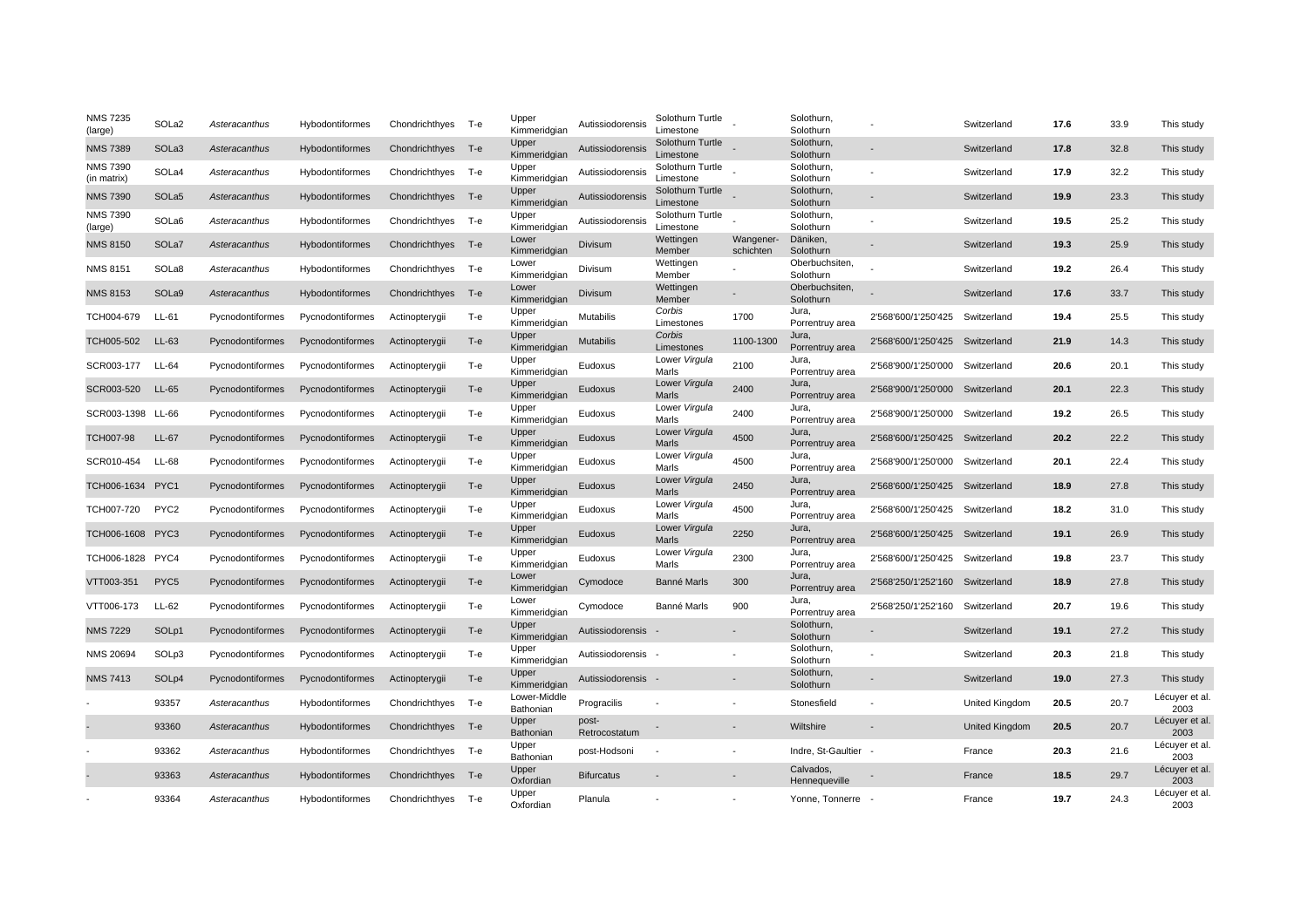| NMS 7235 (large) | SOLa2 | *Asteracanthus* | Hybodontiformes | Chondrichthyes | T-e | Upper Kimmeridgian | Autissiodorensis | Solothurn Turtle Limestone | - | Solothurn, Solothurn | - | Switzerland | **17.6** | 33.9 | This study |
|---|---|---|---|---|---|---|---|---|---|---|---|---|---|---|---|
| NMS 7389 | SOLa3 | *Asteracanthus* | Hybodontiformes | Chondrichthyes | T-e | Upper Kimmeridgian | Autissiodorensis | Solothurn Turtle Limestone | - | Solothurn, Solothurn | - | Switzerland | **17.8** | 32.8 | This study |
| NMS 7390 (in matrix) | SOLa4 | *Asteracanthus* | Hybodontiformes | Chondrichthyes | T-e | Upper Kimmeridgian | Autissiodorensis | Solothurn Turtle Limestone | - | Solothurn, Solothurn | - | Switzerland | **17.9** | 32.2 | This study |
| NMS 7390 | SOLa5 | *Asteracanthus* | Hybodontiformes | Chondrichthyes | T-e | Upper Kimmeridgian | Autissiodorensis | Solothurn Turtle Limestone | - | Solothurn, Solothurn | - | Switzerland | **19.9** | 23.3 | This study |
| NMS 7390 (large) | SOLa6 | *Asteracanthus* | Hybodontiformes | Chondrichthyes | T-e | Upper Kimmeridgian | Autissiodorensis | Solothurn Turtle Limestone | - | Solothurn, Solothurn | - | Switzerland | **19.5** | 25.2 | This study |
| NMS 8150 | SOLa7 | *Asteracanthus* | Hybodontiformes | Chondrichthyes | T-e | Lower Kimmeridgian | Divisum | Wettingen Member | Wangener-schichten | Däniken, Solothurn | - | Switzerland | **19.3** | 25.9 | This study |
| NMS 8151 | SOLa8 | *Asteracanthus* | Hybodontiformes | Chondrichthyes | T-e | Lower Kimmeridgian | Divisum | Wettingen Member | - | Oberbuchsiten, Solothurn | - | Switzerland | **19.2** | 26.4 | This study |
| NMS 8153 | SOLa9 | *Asteracanthus* | Hybodontiformes | Chondrichthyes | T-e | Lower Kimmeridgian | Divisum | Wettingen Member | - | Oberbuchsiten, Solothurn | - | Switzerland | **17.6** | 33.7 | This study |
| TCH004-679 | LL-61 | Pycnodontiformes | Pycnodontiformes | Actinopterygii | T-e | Upper Kimmeridgian | Mutabilis | *Corbis* Limestones | 1700 | Jura, Porrentruy area | 2'568'600/1'250'425 | Switzerland | **19.4** | 25.5 | This study |
| TCH005-502 | LL-63 | Pycnodontiformes | Pycnodontiformes | Actinopterygii | T-e | Upper Kimmeridgian | Mutabilis | *Corbis* Limestones | 1100-1300 | Jura, Porrentruy area | 2'568'600/1'250'425 | Switzerland | **21.9** | 14.3 | This study |
| SCR003-177 | LL-64 | Pycnodontiformes | Pycnodontiformes | Actinopterygii | T-e | Upper Kimmeridgian | Eudoxus | Lower *Virgula* Marls | 2100 | Jura, Porrentruy area | 2'568'900/1'250'000 | Switzerland | **20.6** | 20.1 | This study |
| SCR003-520 | LL-65 | Pycnodontiformes | Pycnodontiformes | Actinopterygii | T-e | Upper Kimmeridgian | Eudoxus | Lower *Virgula* Marls | 2400 | Jura, Porrentruy area | 2'568'900/1'250'000 | Switzerland | **20.1** | 22.3 | This study |
| SCR003-1398 | LL-66 | Pycnodontiformes | Pycnodontiformes | Actinopterygii | T-e | Upper Kimmeridgian | Eudoxus | Lower *Virgula* Marls | 2400 | Jura, Porrentruy area | 2'568'900/1'250'000 | Switzerland | **19.2** | 26.5 | This study |
| TCH007-98 | LL-67 | Pycnodontiformes | Pycnodontiformes | Actinopterygii | T-e | Upper Kimmeridgian | Eudoxus | Lower *Virgula* Marls | 4500 | Jura, Porrentruy area | 2'568'600/1'250'425 | Switzerland | **20.2** | 22.2 | This study |
| SCR010-454 | LL-68 | Pycnodontiformes | Pycnodontiformes | Actinopterygii | T-e | Upper Kimmeridgian | Eudoxus | Lower *Virgula* Marls | 4500 | Jura, Porrentruy area | 2'568'900/1'250'000 | Switzerland | **20.1** | 22.4 | This study |
| TCH006-1634 | PYC1 | Pycnodontiformes | Pycnodontiformes | Actinopterygii | T-e | Upper Kimmeridgian | Eudoxus | Lower *Virgula* Marls | 2450 | Jura, Porrentruy area | 2'568'600/1'250'425 | Switzerland | **18.9** | 27.8 | This study |
| TCH007-720 | PYC2 | Pycnodontiformes | Pycnodontiformes | Actinopterygii | T-e | Upper Kimmeridgian | Eudoxus | Lower *Virgula* Marls | 4500 | Jura, Porrentruy area | 2'568'600/1'250'425 | Switzerland | **18.2** | 31.0 | This study |
| TCH006-1608 | PYC3 | Pycnodontiformes | Pycnodontiformes | Actinopterygii | T-e | Upper Kimmeridgian | Eudoxus | Lower *Virgula* Marls | 2250 | Jura, Porrentruy area | 2'568'600/1'250'425 | Switzerland | **19.1** | 26.9 | This study |
| TCH006-1828 | PYC4 | Pycnodontiformes | Pycnodontiformes | Actinopterygii | T-e | Upper Kimmeridgian | Eudoxus | Lower *Virgula* Marls | 2300 | Jura, Porrentruy area | 2'568'600/1'250'425 | Switzerland | **19.8** | 23.7 | This study |
| VTT003-351 | PYC5 | Pycnodontiformes | Pycnodontiformes | Actinopterygii | T-e | Lower Kimmeridgian | Cymodoce | Banné Marls | 300 | Jura, Porrentruy area | 2'568'250/1'252'160 | Switzerland | **18.9** | 27.8 | This study |
| VTT006-173 | LL-62 | Pycnodontiformes | Pycnodontiformes | Actinopterygii | T-e | Lower Kimmeridgian | Cymodoce | Banné Marls | 900 | Jura, Porrentruy area | 2'568'250/1'252'160 | Switzerland | **20.7** | 19.6 | This study |
| NMS 7229 | SOLp1 | Pycnodontiformes | Pycnodontiformes | Actinopterygii | T-e | Upper Kimmeridgian | Autissiodorensis | - | - | Solothurn, Solothurn | - | Switzerland | **19.1** | 27.2 | This study |
| NMS 20694 | SOLp3 | Pycnodontiformes | Pycnodontiformes | Actinopterygii | T-e | Upper Kimmeridgian | Autissiodorensis | - | - | Solothurn, Solothurn | - | Switzerland | **20.3** | 21.8 | This study |
| NMS 7413 | SOLp4 | Pycnodontiformes | Pycnodontiformes | Actinopterygii | T-e | Upper Kimmeridgian | Autissiodorensis | - | - | Solothurn, Solothurn | - | Switzerland | **19.0** | 27.3 | This study |
| - | 93357 | *Asteracanthus* | Hybodontiformes | Chondrichthyes | T-e | Lower-Middle Bathonian | Progracilis | - | - | Stonesfield | - | United Kingdom | **20.5** | 20.7 | Lécuyer et al. 2003 |
| - | 93360 | *Asteracanthus* | Hybodontiformes | Chondrichthyes | T-e | Upper Bathonian | post-Retrocostatum | - | - | Wiltshire | - | United Kingdom | **20.5** | 20.7 | Lécuyer et al. 2003 |
| - | 93362 | *Asteracanthus* | Hybodontiformes | Chondrichthyes | T-e | Upper Bathonian | post-Hodsoni | - | - | Indre, St-Gaultier | - | France | **20.3** | 21.6 | Lécuyer et al. 2003 |
| - | 93363 | *Asteracanthus* | Hybodontiformes | Chondrichthyes | T-e | Upper Oxfordian | Bifurcatus | - | - | Calvados, Hennequeville | - | France | **18.5** | 29.7 | Lécuyer et al. 2003 |
| - | 93364 | *Asteracanthus* | Hybodontiformes | Chondrichthyes | T-e | Upper Oxfordian | Planula | - | - | Yonne, Tonnerre | - | France | **19.7** | 24.3 | Lécuyer et al. 2003 |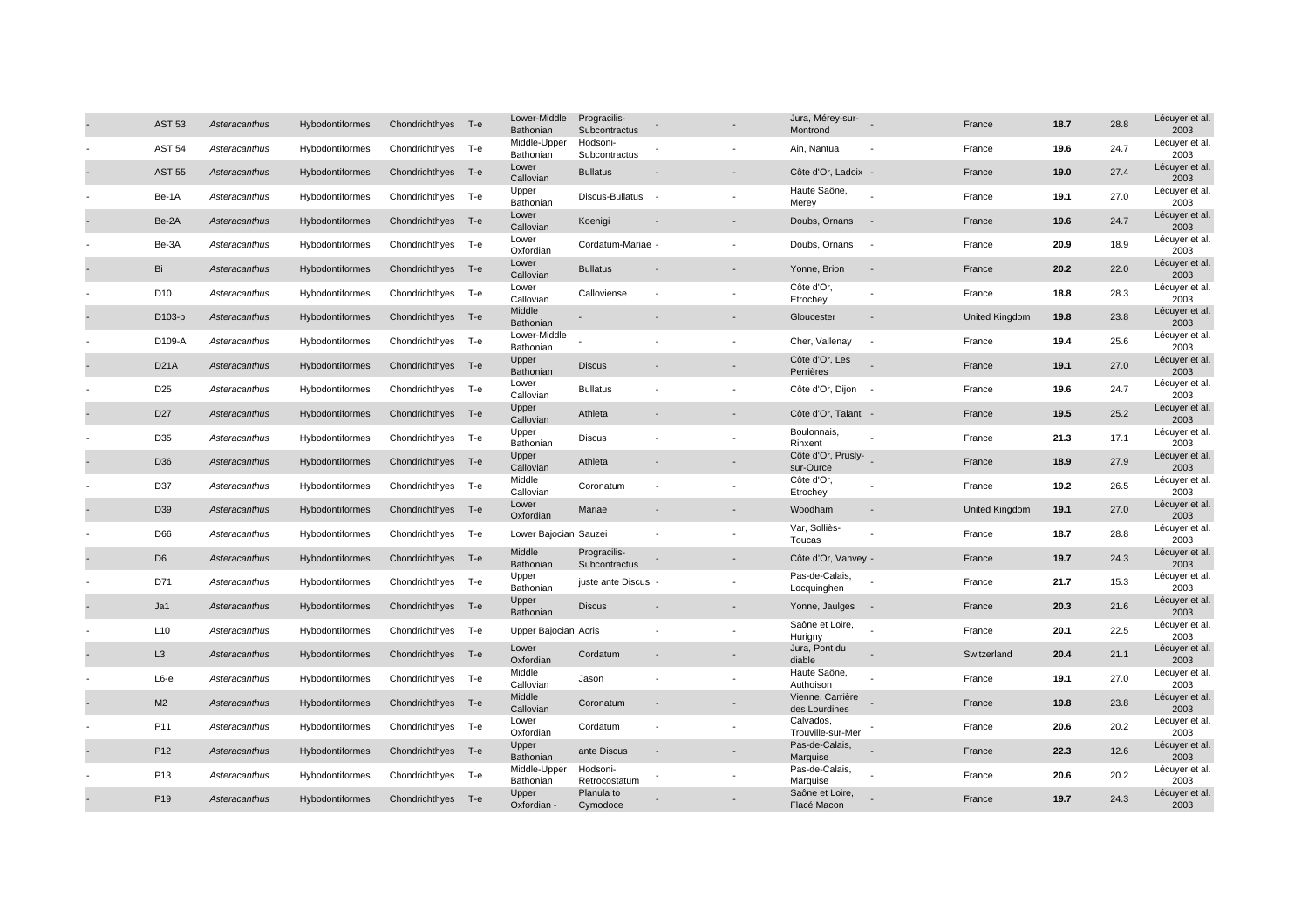| | | | | | | | | | | | | | | | |
|---|---|---|---|---|---|---|---|---|---|---|---|---|---|---|---|
| - | AST 53 | *Asteracanthus* | Hybodontiformes | Chondrichthyes | T-e | Lower-Middle Bathonian | Progracilis-Subcontractus | - | - | Jura, Mérey-sur-Montrond | - | France | **18.7** | 28.8 | Lécuyer et al. 2003 |
| - | AST 54 | *Asteracanthus* | Hybodontiformes | Chondrichthyes | T-e | Middle-Upper Bathonian | Hodsoni-Subcontractus | - | - | Ain, Nantua | - | France | **19.6** | 24.7 | Lécuyer et al. 2003 |
| - | AST 55 | *Asteracanthus* | Hybodontiformes | Chondrichthyes | T-e | Lower Callovian | Bullatus | - | - | Côte d'Or, Ladoix | - | France | **19.0** | 27.4 | Lécuyer et al. 2003 |
| - | Be-1A | *Asteracanthus* | Hybodontiformes | Chondrichthyes | T-e | Upper Bathonian | Discus-Bullatus | - | - | Haute Saône, Merey | - | France | **19.1** | 27.0 | Lécuyer et al. 2003 |
| - | Be-2A | *Asteracanthus* | Hybodontiformes | Chondrichthyes | T-e | Lower Callovian | Koenigi | - | - | Doubs, Ornans | - | France | **19.6** | 24.7 | Lécuyer et al. 2003 |
| - | Be-3A | *Asteracanthus* | Hybodontiformes | Chondrichthyes | T-e | Lower Oxfordian | Cordatum-Mariae | - | - | Doubs, Ornans | - | France | **20.9** | 18.9 | Lécuyer et al. 2003 |
| - | Bi | *Asteracanthus* | Hybodontiformes | Chondrichthyes | T-e | Lower Callovian | Bullatus | - | - | Yonne, Brion | - | France | **20.2** | 22.0 | Lécuyer et al. 2003 |
| - | D10 | *Asteracanthus* | Hybodontiformes | Chondrichthyes | T-e | Lower Callovian | Calloviense | - | - | Côte d'Or, Etrochey | - | France | **18.8** | 28.3 | Lécuyer et al. 2003 |
| - | D103-p | *Asteracanthus* | Hybodontiformes | Chondrichthyes | T-e | Middle Bathonian | - | - | - | Gloucester | - | United Kingdom | **19.8** | 23.8 | Lécuyer et al. 2003 |
| - | D109-A | *Asteracanthus* | Hybodontiformes | Chondrichthyes | T-e | Lower-Middle Bathonian | - | - | - | Cher, Vallenay | - | France | **19.4** | 25.6 | Lécuyer et al. 2003 |
| - | D21A | *Asteracanthus* | Hybodontiformes | Chondrichthyes | T-e | Upper Bathonian | Discus | - | - | Côte d'Or, Les Perrières | - | France | **19.1** | 27.0 | Lécuyer et al. 2003 |
| - | D25 | *Asteracanthus* | Hybodontiformes | Chondrichthyes | T-e | Lower Callovian | Bullatus | - | - | Côte d'Or, Dijon | - | France | **19.6** | 24.7 | Lécuyer et al. 2003 |
| - | D27 | *Asteracanthus* | Hybodontiformes | Chondrichthyes | T-e | Upper Callovian | Athleta | - | - | Côte d'Or, Talant | - | France | **19.5** | 25.2 | Lécuyer et al. 2003 |
| - | D35 | *Asteracanthus* | Hybodontiformes | Chondrichthyes | T-e | Upper Bathonian | Discus | - | - | Boulonnais, Rinxent | - | France | **21.3** | 17.1 | Lécuyer et al. 2003 |
| - | D36 | *Asteracanthus* | Hybodontiformes | Chondrichthyes | T-e | Upper Callovian | Athleta | - | - | Côte d'Or, Prusly-sur-Ource | - | France | **18.9** | 27.9 | Lécuyer et al. 2003 |
| - | D37 | *Asteracanthus* | Hybodontiformes | Chondrichthyes | T-e | Middle Callovian | Coronatum | - | - | Côte d'Or, Etrochey | - | France | **19.2** | 26.5 | Lécuyer et al. 2003 |
| - | D39 | *Asteracanthus* | Hybodontiformes | Chondrichthyes | T-e | Lower Oxfordian | Mariae | - | - | Woodham | - | United Kingdom | **19.1** | 27.0 | Lécuyer et al. 2003 |
| - | D66 | *Asteracanthus* | Hybodontiformes | Chondrichthyes | T-e | Lower Bajocian | Sauzei | - | - | Var, Solliès-Toucas | - | France | **18.7** | 28.8 | Lécuyer et al. 2003 |
| - | D6 | *Asteracanthus* | Hybodontiformes | Chondrichthyes | T-e | Middle Bathonian | Progracilis-Subcontractus | - | - | Côte d'Or, Vanvey | - | France | **19.7** | 24.3 | Lécuyer et al. 2003 |
| - | D71 | *Asteracanthus* | Hybodontiformes | Chondrichthyes | T-e | Upper Bathonian | juste ante Discus | - | - | Pas-de-Calais, Locquinghen | - | France | **21.7** | 15.3 | Lécuyer et al. 2003 |
| - | Ja1 | *Asteracanthus* | Hybodontiformes | Chondrichthyes | T-e | Upper Bathonian | Discus | - | - | Yonne, Jaulges | - | France | **20.3** | 21.6 | Lécuyer et al. 2003 |
| - | L10 | *Asteracanthus* | Hybodontiformes | Chondrichthyes | T-e | Upper Bajocian | Acris | - | - | Saône et Loire, Hurigny | - | France | **20.1** | 22.5 | Lécuyer et al. 2003 |
| - | L3 | *Asteracanthus* | Hybodontiformes | Chondrichthyes | T-e | Lower Oxfordian | Cordatum | - | - | Jura, Pont du diable | - | Switzerland | **20.4** | 21.1 | Lécuyer et al. 2003 |
| - | L6-e | *Asteracanthus* | Hybodontiformes | Chondrichthyes | T-e | Middle Callovian | Jason | - | - | Haute Saône, Authoison | - | France | **19.1** | 27.0 | Lécuyer et al. 2003 |
| - | M2 | *Asteracanthus* | Hybodontiformes | Chondrichthyes | T-e | Middle Callovian | Coronatum | - | - | Vienne, Carrière des Lourdines | - | France | **19.8** | 23.8 | Lécuyer et al. 2003 |
| - | P11 | *Asteracanthus* | Hybodontiformes | Chondrichthyes | T-e | Lower Oxfordian | Cordatum | - | - | Calvados, Trouville-sur-Mer | - | France | **20.6** | 20.2 | Lécuyer et al. 2003 |
| - | P12 | *Asteracanthus* | Hybodontiformes | Chondrichthyes | T-e | Upper Bathonian | ante Discus | - | - | Pas-de-Calais, Marquise | - | France | **22.3** | 12.6 | Lécuyer et al. 2003 |
| - | P13 | *Asteracanthus* | Hybodontiformes | Chondrichthyes | T-e | Middle-Upper Bathonian | Hodsoni-Retrocostatum | - | - | Pas-de-Calais, Marquise | - | France | **20.6** | 20.2 | Lécuyer et al. 2003 |
| - | P19 | *Asteracanthus* | Hybodontiformes | Chondrichthyes | T-e | Upper Oxfordian - | Planula to Cymodoce | - | - | Saône et Loire, Flacé Macon | - | France | **19.7** | 24.3 | Lécuyer et al. 2003 |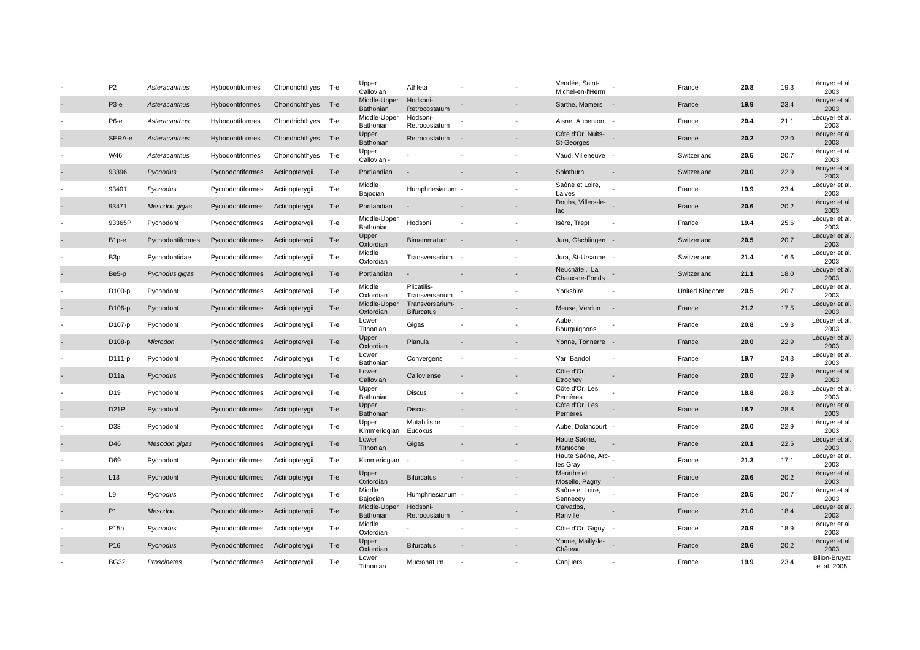| | | | | | | | | | | | | | | | | |
|---|---|---|---|---|---|---|---|---|---|---|---|---|---|---|---|---|
| - | P2 | *Asteracanthus* | Hybodontiformes | Chondrichthyes | T-e | Upper Callovian | Athleta | - | - | Vendée, Saint-Michel-en-l'Herm | - | France | **20.8** | 19.3 | Lécuyer et al. 2003 |
| - | P3-e | *Asteracanthus* | Hybodontiformes | Chondrichthyes | T-e | Middle-Upper Bathonian | Hodsoni-Retrocostatum | - | - | Sarthe, Mamers | - | France | **19.9** | 23.4 | Lécuyer et al. 2003 |
| - | P6-e | *Asteracanthus* | Hybodontiformes | Chondrichthyes | T-e | Middle-Upper Bathonian | Hodsoni-Retrocostatum | - | - | Aisne, Aubenton | - | France | **20.4** | 21.1 | Lécuyer et al. 2003 |
| - | SERA-e | *Asteracanthus* | Hybodontiformes | Chondrichthyes | T-e | Upper Bathonian | Retrocostatum | - | - | Côte d'Or, Nuits-St-Georges | - | France | **20.2** | 22.0 | Lécuyer et al. 2003 |
| - | W46 | *Asteracanthus* | Hybodontiformes | Chondrichthyes | T-e | Upper Callovian - | - | - | - | Vaud, Villeneuve | - | Switzerland | **20.5** | 20.7 | Lécuyer et al. 2003 |
| - | 93396 | *Pycnodus* | Pycnodontiformes | Actinopterygii | T-e | Portlandian | - | - | - | Solothurn | - | Switzerland | **20.0** | 22.9 | Lécuyer et al. 2003 |
| - | 93401 | *Pycnodus* | Pycnodontiformes | Actinopterygii | T-e | Middle Bajocian | Humphriesianum | - | - | Saône et Loire, Laives | - | France | **19.9** | 23.4 | Lécuyer et al. 2003 |
| - | 93471 | *Mesodon gigas* | Pycnodontiformes | Actinopterygii | T-e | Portlandian | - | - | - | Doubs, Villers-le-lac | - | France | **20.6** | 20.2 | Lécuyer et al. 2003 |
| - | 93365P | Pycnodont | Pycnodontiformes | Actinopterygii | T-e | Middle-Upper Bathonian | Hodsoni | - | - | Isère, Trept | - | France | **19.4** | 25.6 | Lécuyer et al. 2003 |
| - | B1p-e | Pycnodontiformes | Pycnodontiformes | Actinopterygii | T-e | Upper Oxfordian | Bimammatum | - | - | Jura, Gächlingen | - | Switzerland | **20.5** | 20.7 | Lécuyer et al. 2003 |
| - | B3p | Pycnodontidae | Pycnodontiformes | Actinopterygii | T-e | Middle Oxfordian | Transversarium | - | - | Jura, St-Ursanne | - | Switzerland | **21.4** | 16.6 | Lécuyer et al. 2003 |
| - | Be5-p | *Pycnodus gigas* | Pycnodontiformes | Actinopterygii | T-e | Portlandian | - | - | - | Neuchâtel, La Chaux-de-Fonds | - | Switzerland | **21.1** | 18.0 | Lécuyer et al. 2003 |
| - | D100-p | Pycnodont | Pycnodontiformes | Actinopterygii | T-e | Middle Oxfordian | Plicatilis-Transversarium | - | - | Yorkshire | - | United Kingdom | **20.5** | 20.7 | Lécuyer et al. 2003 |
| - | D106-p | Pycnodont | Pycnodontiformes | Actinopterygii | T-e | Middle-Upper Oxfordian | Transversarium-Bifurcatus | - | - | Meuse, Verdun | - | France | **21.2** | 17.5 | Lécuyer et al. 2003 |
| - | D107-p | Pycnodont | Pycnodontiformes | Actinopterygii | T-e | Lower Tithonian | Gigas | - | - | Aube, Bourguignons | - | France | **20.8** | 19.3 | Lécuyer et al. 2003 |
| - | D108-p | *Microdon* | Pycnodontiformes | Actinopterygii | T-e | Upper Oxfordian | Planula | - | - | Yonne, Tonnerre | - | France | **20.0** | 22.9 | Lécuyer et al. 2003 |
| - | D111-p | Pycnodont | Pycnodontiformes | Actinopterygii | T-e | Lower Bathonian | Convergens | - | - | Var, Bandol | - | France | **19.7** | 24.3 | Lécuyer et al. 2003 |
| - | D11a | *Pycnodus* | Pycnodontiformes | Actinopterygii | T-e | Lower Callovian | Calloviense | - | - | Côte d'Or, Etrochey | - | France | **20.0** | 22.9 | Lécuyer et al. 2003 |
| - | D19 | Pycnodont | Pycnodontiformes | Actinopterygii | T-e | Upper Bathonian | Discus | - | - | Côte d'Or, Les Perrières | - | France | **18.8** | 28.3 | Lécuyer et al. 2003 |
| - | D21P | Pycnodont | Pycnodontiformes | Actinopterygii | T-e | Upper Bathonian | Discus | - | - | Côte d'Or, Les Perrières | - | France | **18.7** | 28.8 | Lécuyer et al. 2003 |
| - | D33 | Pycnodont | Pycnodontiformes | Actinopterygii | T-e | Upper Kimmeridgian | Mutabilis or Eudoxus | - | - | Aube, Dolancourt | - | France | **20.0** | 22.9 | Lécuyer et al. 2003 |
| - | D46 | *Mesodon gigas* | Pycnodontiformes | Actinopterygii | T-e | Lower Tithonian | Gigas | - | - | Haute Saône, Mantoche | - | France | **20.1** | 22.5 | Lécuyer et al. 2003 |
| - | D69 | Pycnodont | Pycnodontiformes | Actinopterygii | T-e | Kimmeridgian | - | - | - | Haute Saône, Arc-les Gray | - | France | **21.3** | 17.1 | Lécuyer et al. 2003 |
| - | L13 | Pycnodont | Pycnodontiformes | Actinopterygii | T-e | Upper Oxfordian | Bifurcatus | - | - | Meurthe et Moselle, Pagny | - | France | **20.6** | 20.2 | Lécuyer et al. 2003 |
| - | L9 | *Pycnodus* | Pycnodontiformes | Actinopterygii | T-e | Middle Bajocian | Humphriesianum | - | - | Saône et Loire, Sennecey | - | France | **20.5** | 20.7 | Lécuyer et al. 2003 |
| - | P1 | *Mesodon* | Pycnodontiformes | Actinopterygii | T-e | Middle-Upper Bathonian | Hodsoni-Retrocostatum | - | - | Calvados, Ranville | - | France | **21.0** | 18.4 | Lécuyer et al. 2003 |
| - | P15p | *Pycnodus* | Pycnodontiformes | Actinopterygii | T-e | Middle Oxfordian | - | - | - | Côte d'Or, Gigny | - | France | **20.9** | 18.9 | Lécuyer et al. 2003 |
| - | P16 | *Pycnodus* | Pycnodontiformes | Actinopterygii | T-e | Upper Oxfordian | Bifurcatus | - | - | Yonne, Mailly-le-Château | - | France | **20.6** | 20.2 | Lécuyer et al. 2003 |
| - | BG32 | *Proscinetes* | Pycnodontiformes | Actinopterygii | T-e | Lower Tithonian | Mucronatum | - | - | Canjuers | - | France | **19.9** | 23.4 | Billon-Bruyat et al. 2005 |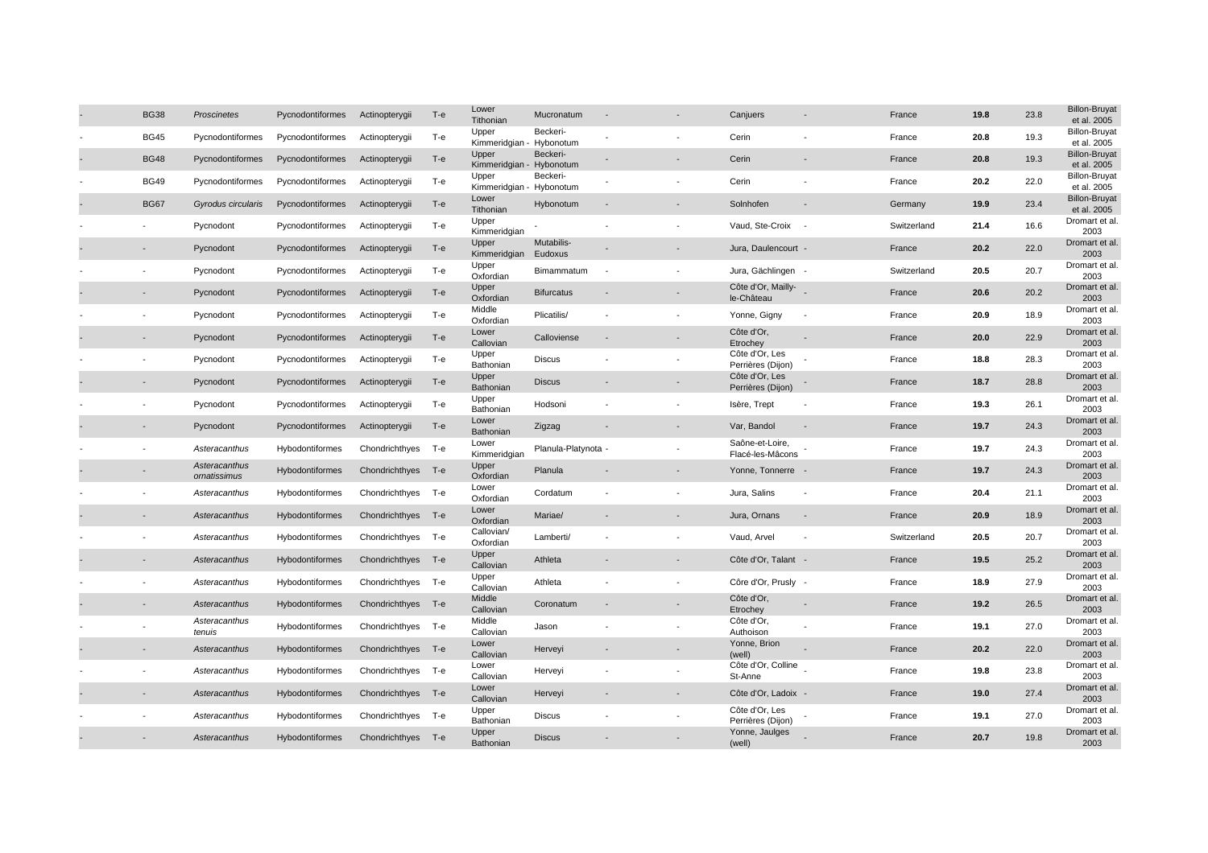| | | | | | | | | | | | | | | | |
|---|---|---|---|---|---|---|---|---|---|---|---|---|---|---|---|
| - | BG38 | *Proscinetes* | Pycnodontiformes | Actinopterygii | T-e | Lower Tithonian | Mucronatum | - | - | Canjuers | - | France | **19.8** | 23.8 | Billon-Bruyat et al. 2005 |
| - | BG45 | Pycnodontiformes | Pycnodontiformes | Actinopterygii | T-e | Upper Kimmeridgian - | Becheri-Hybonotum | - | - | Cerin | - | France | **20.8** | 19.3 | Billon-Bruyat et al. 2005 |
| - | BG48 | Pycnodontiformes | Pycnodontiformes | Actinopterygii | T-e | Upper Kimmeridgian - | Beckeri-Hybonotum | - | - | Cerin | - | France | **20.8** | 19.3 | Billon-Bruyat et al. 2005 |
| - | BG49 | Pycnodontiformes | Pycnodontiformes | Actinopterygii | T-e | Upper Kimmeridgian - | Beckeri-Hybonotum | - | - | Cerin | - | France | **20.2** | 22.0 | Billon-Bruyat et al. 2005 |
| - | BG67 | *Gyrodus circularis* | Pycnodontiformes | Actinopterygii | T-e | Lower Tithonian | Hybonotum | - | - | Solnhofen | - | Germany | **19.9** | 23.4 | Billon-Bruyat et al. 2005 |
| - | - | Pycnodont | Pycnodontiformes | Actinopterygii | T-e | Upper Kimmeridgian | - | - | - | Vaud, Ste-Croix | - | Switzerland | **21.4** | 16.6 | Dromart et al. 2003 |
| - | - | Pycnodont | Pycnodontiformes | Actinopterygii | T-e | Upper Kimmeridgian | Mutabilis-Eudoxus | - | - | Jura, Daulencourt | - | France | **20.2** | 22.0 | Dromart et al. 2003 |
| - | - | Pycnodont | Pycnodontiformes | Actinopterygii | T-e | Upper Oxfordian | Bimammatum | - | - | Jura, Gächlingen | - | Switzerland | **20.5** | 20.7 | Dromart et al. 2003 |
| - | - | Pycnodont | Pycnodontiformes | Actinopterygii | T-e | Upper Oxfordian | Bifurcatus | - | - | Côte d'Or, Mailly-le-Château | - | France | **20.6** | 20.2 | Dromart et al. 2003 |
| - | - | Pycnodont | Pycnodontiformes | Actinopterygii | T-e | Middle Oxfordian | Plicatilis/ | - | - | Yonne, Gigny | - | France | **20.9** | 18.9 | Dromart et al. 2003 |
| - | - | Pycnodont | Pycnodontiformes | Actinopterygii | T-e | Lower Callovian | Calloviense | - | - | Côte d'Or, Etrochey | - | France | **20.0** | 22.9 | Dromart et al. 2003 |
| - | - | Pycnodont | Pycnodontiformes | Actinopterygii | T-e | Upper Bathonian | Discus | - | - | Côte d'Or, Les Perrières (Dijon) | - | France | **18.8** | 28.3 | Dromart et al. 2003 |
| - | - | Pycnodont | Pycnodontiformes | Actinopterygii | T-e | Upper Bathonian | Discus | - | - | Côte d'Or, Les Perrières (Dijon) | - | France | **18.7** | 28.8 | Dromart et al. 2003 |
| - | - | Pycnodont | Pycnodontiformes | Actinopterygii | T-e | Upper Bathonian | Hodsoni | - | - | Isère, Trept | - | France | **19.3** | 26.1 | Dromart et al. 2003 |
| - | - | Pycnodont | Pycnodontiformes | Actinopterygii | T-e | Lower Bathonian | Zigzag | - | - | Var, Bandol | - | France | **19.7** | 24.3 | Dromart et al. 2003 |
| - | - | *Asteracanthus* | Hybodontiformes | Chondrichthyes | T-e | Lower Kimmeridgian | Planula-Platynota | - | - | Saône-et-Loire, Flacé-les-Mâcons | - | France | **19.7** | 24.3 | Dromart et al. 2003 |
| - | - | *Asteracanthus ornatissimus* | Hybodontiformes | Chondrichthyes | T-e | Upper Oxfordian | Planula | - | - | Yonne, Tonnerre | - | France | **19.7** | 24.3 | Dromart et al. 2003 |
| - | - | *Asteracanthus* | Hybodontiformes | Chondrichthyes | T-e | Lower Oxfordian | Cordatum | - | - | Jura, Salins | - | France | **20.4** | 21.1 | Dromart et al. 2003 |
| - | - | *Asteracanthus* | Hybodontiformes | Chondrichthyes | T-e | Lower Oxfordian | Mariae/ | - | - | Jura, Ornans | - | France | **20.9** | 18.9 | Dromart et al. 2003 |
| - | - | *Asteracanthus* | Hybodontiformes | Chondrichthyes | T-e | Callovian/ Oxfordian | Lamberti/ | - | - | Vaud, Arvel | - | Switzerland | **20.5** | 20.7 | Dromart et al. 2003 |
| - | - | *Asteracanthus* | Hybodontiformes | Chondrichthyes | T-e | Upper Callovian | Athleta | - | - | Côte d'Or, Talant | - | France | **19.5** | 25.2 | Dromart et al. 2003 |
| - | - | *Asteracanthus* | Hybodontiformes | Chondrichthyes | T-e | Upper Callovian | Athleta | - | - | Côre d'Or, Prusly | - | France | **18.9** | 27.9 | Dromart et al. 2003 |
| - | - | *Asteracanthus* | Hybodontiformes | Chondrichthyes | T-e | Middle Callovian | Coronatum | - | - | Côte d'Or, Etrochey | - | France | **19.2** | 26.5 | Dromart et al. 2003 |
| - | - | *Asteracanthus tenuis* | Hybodontiformes | Chondrichthyes | T-e | Middle Callovian | Jason | - | - | Côte d'Or, Authoison | - | France | **19.1** | 27.0 | Dromart et al. 2003 |
| - | - | *Asteracanthus* | Hybodontiformes | Chondrichthyes | T-e | Lower Callovian | Herveyi | - | - | Yonne, Brion (well) | - | France | **20.2** | 22.0 | Dromart et al. 2003 |
| - | - | *Asteracanthus* | Hybodontiformes | Chondrichthyes | T-e | Lower Callovian | Herveyi | - | - | Côte d'Or, Colline St-Anne | - | France | **19.8** | 23.8 | Dromart et al. 2003 |
| - | - | *Asteracanthus* | Hybodontiformes | Chondrichthyes | T-e | Lower Callovian | Herveyi | - | - | Côte d'Or, Ladoix | - | France | **19.0** | 27.4 | Dromart et al. 2003 |
| - | - | *Asteracanthus* | Hybodontiformes | Chondrichthyes | T-e | Upper Bathonian | Discus | - | - | Côte d'Or, Les Perrières (Dijon) | - | France | **19.1** | 27.0 | Dromart et al. 2003 |
| - | - | *Asteracanthus* | Hybodontiformes | Chondrichthyes | T-e | Upper Bathonian | Discus | - | - | Yonne, Jaulges (well) | - | France | **20.7** | 19.8 | Dromart et al. 2003 |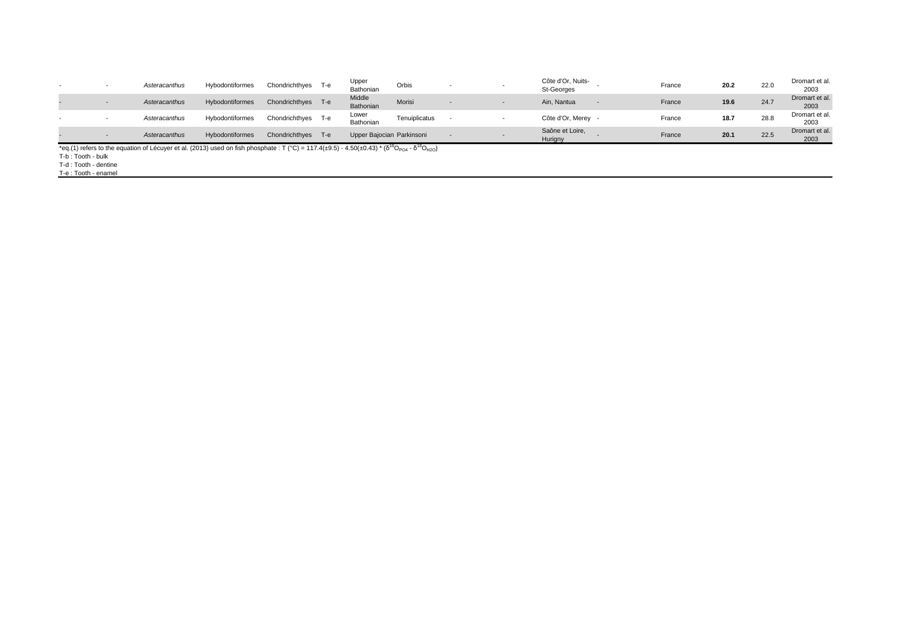| | | | | | | | | | | | | | | | | |
|---|---|---|---|---|---|---|---|---|---|---|---|---|---|---|---|---|
| - | - | *Asteracanthus* | Hybodontiformes | Chondrichthyes | T-e | Upper Bathonian | Orbis | - | - | Côte d'Or, Nuits-St-Georges | - | France | **20.2** | 22.0 | Dromart et al. 2003 |
| - | - | *Asteracanthus* | Hybodontiformes | Chondrichthyes | T-e | Middle Bathonian | Morisi | - | - | Ain, Nantua | - | France | **19.6** | 24.7 | Dromart et al. 2003 |
| - | - | *Asteracanthus* | Hybodontiformes | Chondrichthyes | T-e | Lower Bathonian | Tenuiplicatus | - | - | Côte d'Or, Merey | - | France | **18.7** | 28.8 | Dromart et al. 2003 |
| - | - | *Asteracanthus* | Hybodontiformes | Chondrichthyes | T-e | Upper Bajocian | Parkinsoni | - | - | Saône et Loire, Hurigny | - | France | **20.1** | 22.5 | Dromart et al. 2003 |

*eq.(1) refers to the equation of Lécuyer et al. (2013) used on fish phosphate : T (°C) = 117.4(±9.5) - 4.50(±0.43) * ($\delta^{18}O_{PO4}$ - $\delta^{18}O_{H2O}$)

T-b : Tooth - bulk

T-d : Tooth - dentine

T-e : Tooth - enamel